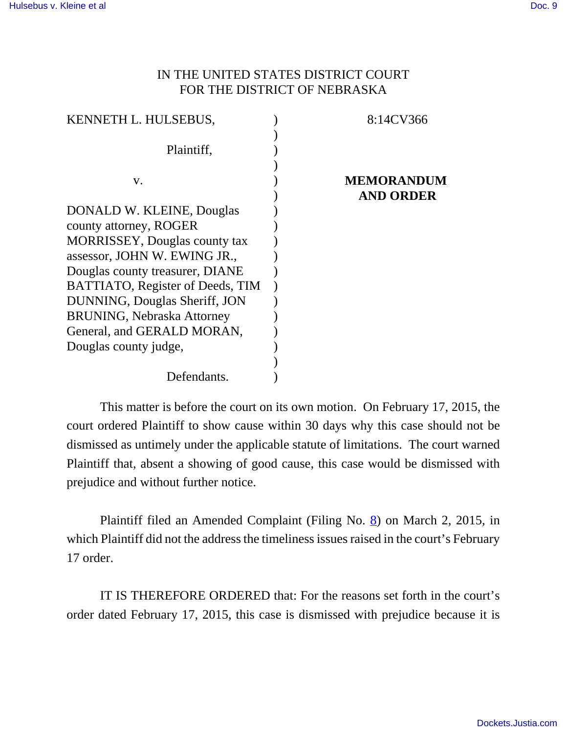IN THE UNITED STATES DISTRICT COURT
FOR THE DISTRICT OF NEBRASKA

KENNETH L. HULSEBUS,

Plaintiff,

v.

DONALD W. KLEINE, Douglas county attorney, ROGER MORRISSEY, Douglas county tax assessor, JOHN W. EWING JR., Douglas county treasurer, DIANE BATTIATO, Register of Deeds, TIM DUNNING, Douglas Sheriff, JON BRUNING, Nebraska Attorney General, and GERALD MORAN, Douglas county judge,

Defendants.

8:14CV366

**MEMORANDUM AND ORDER**

This matter is before the court on its own motion. On February 17, 2015, the court ordered Plaintiff to show cause within 30 days why this case should not be dismissed as untimely under the applicable statute of limitations. The court warned Plaintiff that, absent a showing of good cause, this case would be dismissed with prejudice and without further notice.

Plaintiff filed an Amended Complaint (Filing No. 8) on March 2, 2015, in which Plaintiff did not the address the timeliness issues raised in the court's February 17 order.

IT IS THEREFORE ORDERED that: For the reasons set forth in the court's order dated February 17, 2015, this case is dismissed with prejudice because it is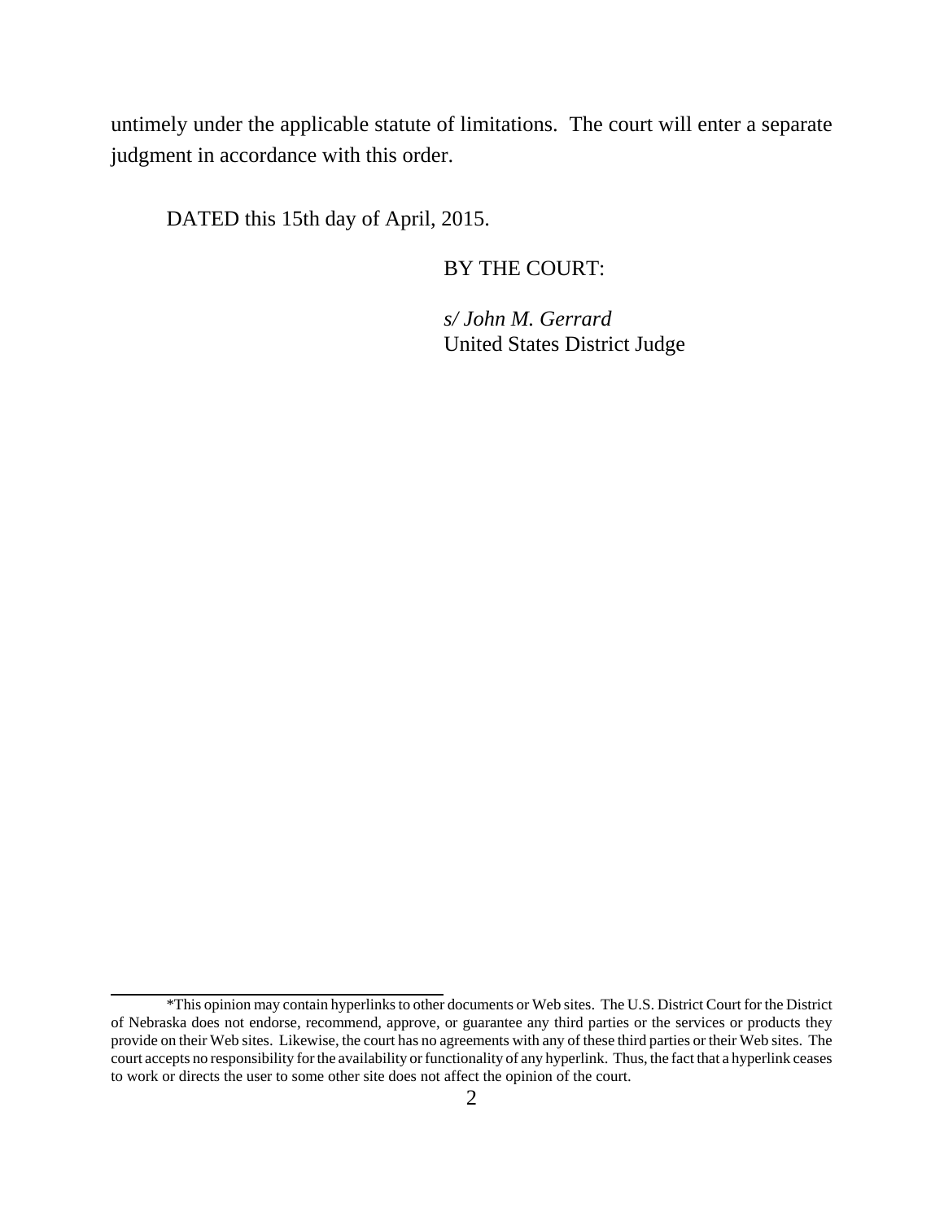untimely under the applicable statute of limitations. The court will enter a separate judgment in accordance with this order.

DATED this 15th day of April, 2015.

BY THE COURT:

*s/ John M. Gerrard*
United States District Judge

---

*This opinion may contain hyperlinks to other documents or Web sites. The U.S. District Court for the District of Nebraska does not endorse, recommend, approve, or guarantee any third parties or the services or products they provide on their Web sites. Likewise, the court has no agreements with any of these third parties or their Web sites. The court accepts no responsibility for the availability or functionality of any hyperlink. Thus, the fact that a hyperlink ceases to work or directs the user to some other site does not affect the opinion of the court.